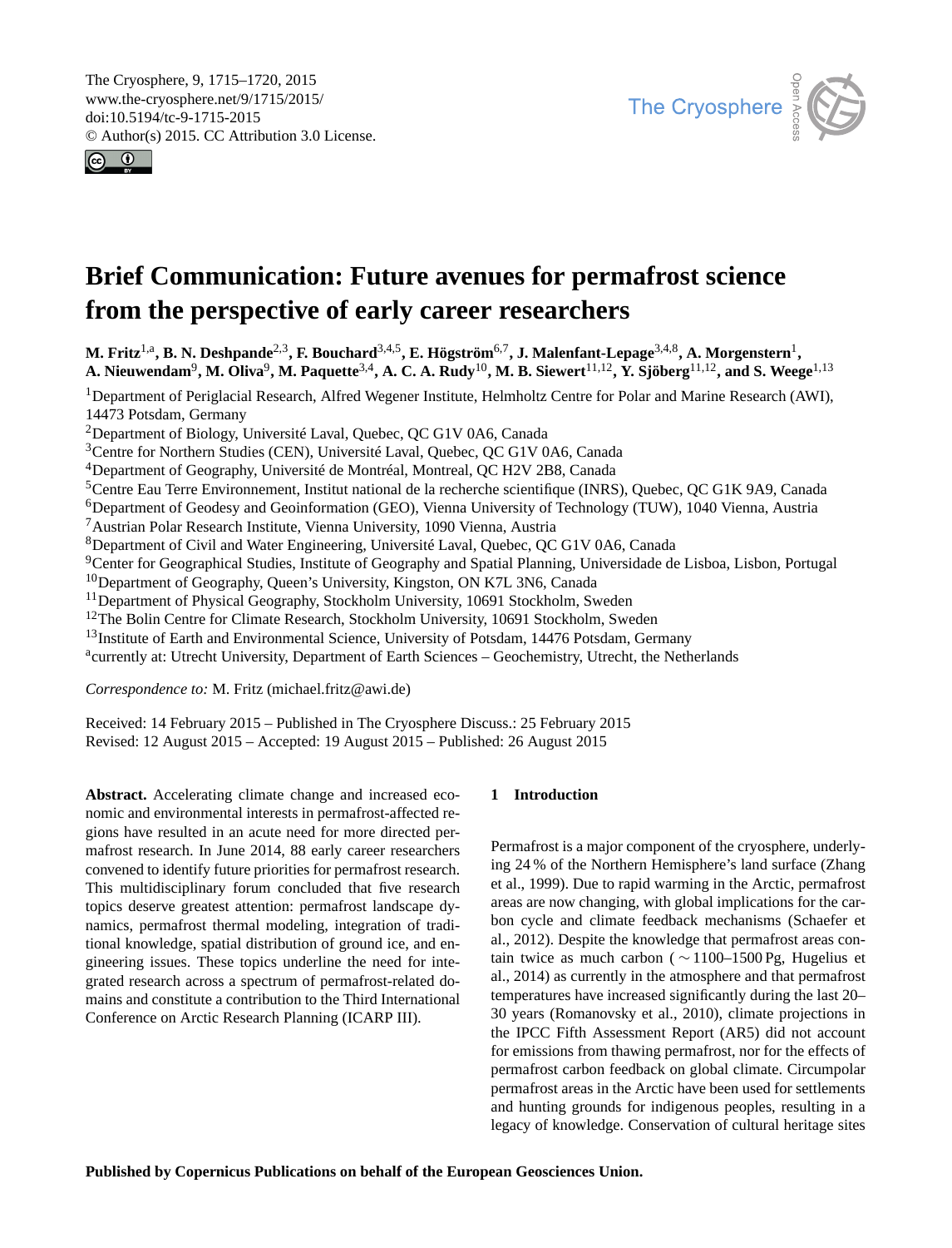# Brief Communication: Future avenues for permafrost science from the perspective of early career researchers

**M. Fritz[1,a], B. N. Deshpande[2,3], F. Bouchard[3,4,5], E. Högström[6,7], J. Malenfant-Lepage[3,4,8], A. Morgenstern[1], A. Nieuwendam[9], M. Oliva[9], M. Paquette[3,4], A. C. A. Rudy[10], M. B. Siewert[11,12], Y. Sjöberg[11,12], and S. Weege[1,13]**

[1]Department of Periglacial Research, Alfred Wegener Institute, Helmholtz Centre for Polar and Marine Research (AWI), 14473 Potsdam, Germany
[2]Department of Biology, Université Laval, Quebec, QC G1V 0A6, Canada
[3]Centre for Northern Studies (CEN), Université Laval, Quebec, QC G1V 0A6, Canada
[4]Department of Geography, Université de Montréal, Montreal, QC H2V 2B8, Canada
[5]Centre Eau Terre Environnement, Institut national de la recherche scientifique (INRS), Quebec, QC G1K 9A9, Canada
[6]Department of Geodesy and Geoinformation (GEO), Vienna University of Technology (TUW), 1040 Vienna, Austria
[7]Austrian Polar Research Institute, Vienna University, 1090 Vienna, Austria
[8]Department of Civil and Water Engineering, Université Laval, Quebec, QC G1V 0A6, Canada
[9]Center for Geographical Studies, Institute of Geography and Spatial Planning, Universidade de Lisboa, Lisbon, Portugal
[10]Department of Geography, Queen's University, Kingston, ON K7L 3N6, Canada
[11]Department of Physical Geography, Stockholm University, 10691 Stockholm, Sweden
[12]The Bolin Centre for Climate Research, Stockholm University, 10691 Stockholm, Sweden
[13]Institute of Earth and Environmental Science, University of Potsdam, 14476 Potsdam, Germany
[a]currently at: Utrecht University, Department of Earth Sciences – Geochemistry, Utrecht, the Netherlands

*Correspondence to:* M. Fritz (michael.fritz@awi.de)

Received: 14 February 2015 – Published in The Cryosphere Discuss.: 25 February 2015
Revised: 12 August 2015 – Accepted: 19 August 2015 – Published: 26 August 2015

**Abstract.** Accelerating climate change and increased economic and environmental interests in permafrost-affected regions have resulted in an acute need for more directed permafrost research. In June 2014, 88 early career researchers convened to identify future priorities for permafrost research. This multidisciplinary forum concluded that five research topics deserve greatest attention: permafrost landscape dynamics, permafrost thermal modeling, integration of traditional knowledge, spatial distribution of ground ice, and engineering issues. These topics underline the need for integrated research across a spectrum of permafrost-related domains and constitute a contribution to the Third International Conference on Arctic Research Planning (ICARP III).

## 1 Introduction

Permafrost is a major component of the cryosphere, underlying 24 % of the Northern Hemisphere's land surface (Zhang et al., 1999). Due to rapid warming in the Arctic, permafrost areas are now changing, with global implications for the carbon cycle and climate feedback mechanisms (Schaefer et al., 2012). Despite the knowledge that permafrost areas contain twice as much carbon ( ∼ 1100–1500 Pg, Hugelius et al., 2014) as currently in the atmosphere and that permafrost temperatures have increased significantly during the last 20–30 years (Romanovsky et al., 2010), climate projections in the IPCC Fifth Assessment Report (AR5) did not account for emissions from thawing permafrost, nor for the effects of permafrost carbon feedback on global climate. Circumpolar permafrost areas in the Arctic have been used for settlements and hunting grounds for indigenous peoples, resulting in a legacy of knowledge. Conservation of cultural heritage sites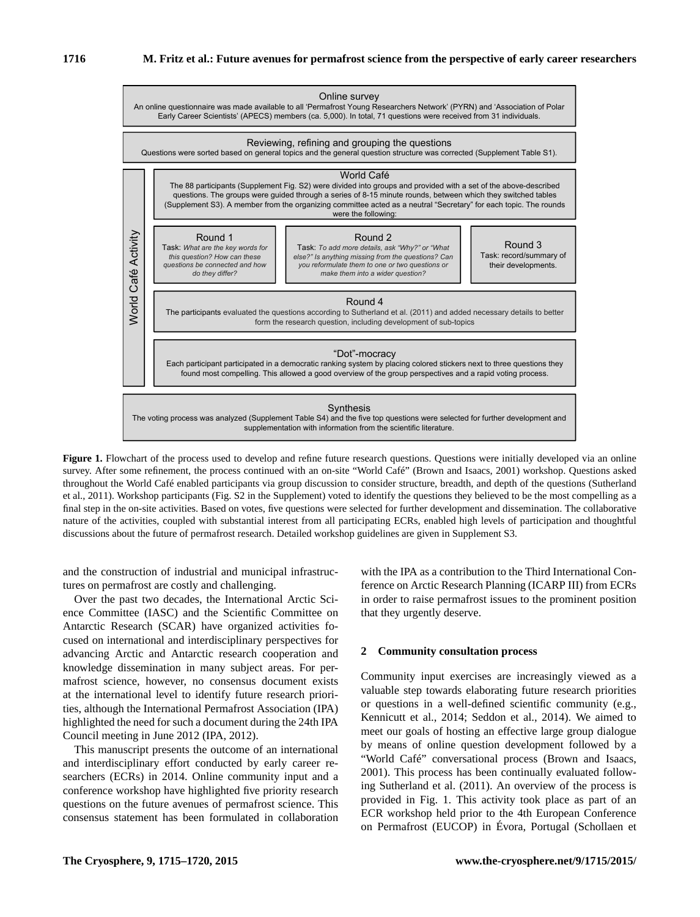Online survey

An online questionnaire was made available to all 'Permafrost Young Researchers Network' (PYRN) and 'Association of Polar Early Career Scientists' (APECS) members (ca. 5,000). In total, 71 questions were received from 31 individuals.

Reviewing, refining and grouping the questions

Questions were sorted based on general topics and the general question structure was corrected (Supplement Table S1).

World Café Activity

World Café

The 88 participants (Supplement Fig. S2) were divided into groups and provided with a set of the above-described questions. The groups were guided through a series of 8-15 minute rounds, between which they switched tables (Supplement S3). A member from the organizing committee acted as a neutral "Secretary" for each topic. The rounds were the following:

Round 1

Task: *What are the key words for this question? How can these questions be connected and how do they differ?*

Round 2

Task: *To add more details, ask "Why?" or "What else?" Is anything missing from the questions? Can you reformulate them to one or two questions or make them into a wider question?*

Round 3

Task: record/summary of their developments.

Round 4

The participants evaluated the questions according to Sutherland et al. (2011) and added necessary details to better form the research question, including development of sub-topics

"Dot"-mocracy

Each participant participated in a democratic ranking system by placing colored stickers next to three questions they found most compelling. This allowed a good overview of the group perspectives and a rapid voting process.

Synthesis

The voting process was analyzed (Supplement Table S4) and the five top questions were selected for further development and supplementation with information from the scientific literature.

**Figure 1.** Flowchart of the process used to develop and refine future research questions. Questions were initially developed via an online survey. After some refinement, the process continued with an on-site "World Café" (Brown and Isaacs, 2001) workshop. Questions asked throughout the World Café enabled participants via group discussion to consider structure, breadth, and depth of the questions (Sutherland et al., 2011). Workshop participants (Fig. S2 in the Supplement) voted to identify the questions they believed to be the most compelling as a final step in the on-site activities. Based on votes, five questions were selected for further development and dissemination. The collaborative nature of the activities, coupled with substantial interest from all participating ECRs, enabled high levels of participation and thoughtful discussions about the future of permafrost research. Detailed workshop guidelines are given in Supplement S3.

and the construction of industrial and municipal infrastructures on permafrost are costly and challenging.

Over the past two decades, the International Arctic Science Committee (IASC) and the Scientific Committee on Antarctic Research (SCAR) have organized activities focused on international and interdisciplinary perspectives for advancing Arctic and Antarctic research cooperation and knowledge dissemination in many subject areas. For permafrost science, however, no consensus document exists at the international level to identify future research priorities, although the International Permafrost Association (IPA) highlighted the need for such a document during the 24th IPA Council meeting in June 2012 (IPA, 2012).

This manuscript presents the outcome of an international and interdisciplinary effort conducted by early career researchers (ECRs) in 2014. Online community input and a conference workshop have highlighted five priority research questions on the future avenues of permafrost science. This consensus statement has been formulated in collaboration with the IPA as a contribution to the Third International Conference on Arctic Research Planning (ICARP III) from ECRs in order to raise permafrost issues to the prominent position that they urgently deserve.

## 2 Community consultation process

Community input exercises are increasingly viewed as a valuable step towards elaborating future research priorities or questions in a well-defined scientific community (e.g., Kennicutt et al., 2014; Seddon et al., 2014). We aimed to meet our goals of hosting an effective large group dialogue by means of online question development followed by a "World Café" conversational process (Brown and Isaacs, 2001). This process has been continually evaluated following Sutherland et al. (2011). An overview of the process is provided in Fig. 1. This activity took place as part of an ECR workshop held prior to the 4th European Conference on Permafrost (EUCOP) in Évora, Portugal (Schollaen et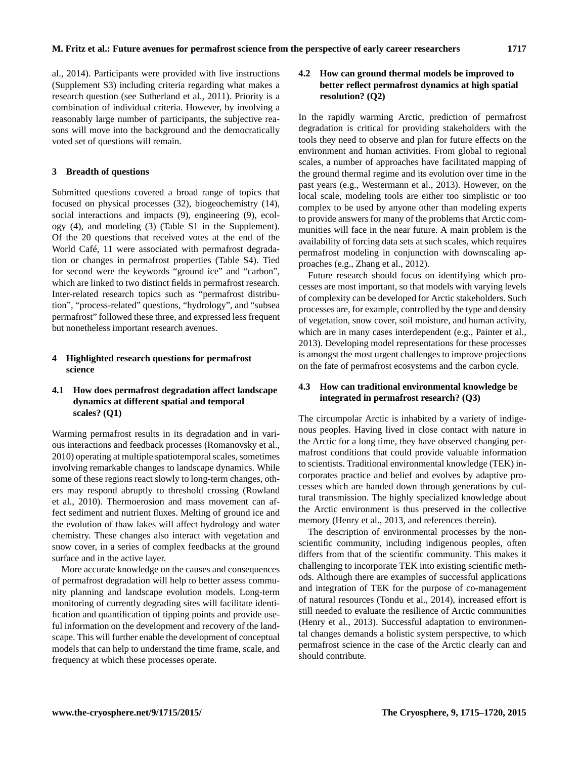al., 2014). Participants were provided with live instructions (Supplement S3) including criteria regarding what makes a research question (see Sutherland et al., 2011). Priority is a combination of individual criteria. However, by involving a reasonably large number of participants, the subjective reasons will move into the background and the democratically voted set of questions will remain.

## 3 Breadth of questions

Submitted questions covered a broad range of topics that focused on physical processes (32), biogeochemistry (14), social interactions and impacts (9), engineering (9), ecology (4), and modeling (3) (Table S1 in the Supplement). Of the 20 questions that received votes at the end of the World Café, 11 were associated with permafrost degradation or changes in permafrost properties (Table S4). Tied for second were the keywords "ground ice" and "carbon", which are linked to two distinct fields in permafrost research. Inter-related research topics such as "permafrost distribution", "process-related" questions, "hydrology", and "subsea permafrost" followed these three, and expressed less frequent but nonetheless important research avenues.

## 4 Highlighted research questions for permafrost science

### 4.1 How does permafrost degradation affect landscape dynamics at different spatial and temporal scales? (Q1)

Warming permafrost results in its degradation and in various interactions and feedback processes (Romanovsky et al., 2010) operating at multiple spatiotemporal scales, sometimes involving remarkable changes to landscape dynamics. While some of these regions react slowly to long-term changes, others may respond abruptly to threshold crossing (Rowland et al., 2010). Thermoerosion and mass movement can affect sediment and nutrient fluxes. Melting of ground ice and the evolution of thaw lakes will affect hydrology and water chemistry. These changes also interact with vegetation and snow cover, in a series of complex feedbacks at the ground surface and in the active layer.

More accurate knowledge on the causes and consequences of permafrost degradation will help to better assess community planning and landscape evolution models. Long-term monitoring of currently degrading sites will facilitate identification and quantification of tipping points and provide useful information on the development and recovery of the landscape. This will further enable the development of conceptual models that can help to understand the time frame, scale, and frequency at which these processes operate.

### 4.2 How can ground thermal models be improved to better reflect permafrost dynamics at high spatial resolution? (Q2)

In the rapidly warming Arctic, prediction of permafrost degradation is critical for providing stakeholders with the tools they need to observe and plan for future effects on the environment and human activities. From global to regional scales, a number of approaches have facilitated mapping of the ground thermal regime and its evolution over time in the past years (e.g., Westermann et al., 2013). However, on the local scale, modeling tools are either too simplistic or too complex to be used by anyone other than modeling experts to provide answers for many of the problems that Arctic communities will face in the near future. A main problem is the availability of forcing data sets at such scales, which requires permafrost modeling in conjunction with downscaling approaches (e.g., Zhang et al., 2012).

Future research should focus on identifying which processes are most important, so that models with varying levels of complexity can be developed for Arctic stakeholders. Such processes are, for example, controlled by the type and density of vegetation, snow cover, soil moisture, and human activity, which are in many cases interdependent (e.g., Painter et al., 2013). Developing model representations for these processes is amongst the most urgent challenges to improve projections on the fate of permafrost ecosystems and the carbon cycle.

### 4.3 How can traditional environmental knowledge be integrated in permafrost research? (Q3)

The circumpolar Arctic is inhabited by a variety of indigenous peoples. Having lived in close contact with nature in the Arctic for a long time, they have observed changing permafrost conditions that could provide valuable information to scientists. Traditional environmental knowledge (TEK) incorporates practice and belief and evolves by adaptive processes which are handed down through generations by cultural transmission. The highly specialized knowledge about the Arctic environment is thus preserved in the collective memory (Henry et al., 2013, and references therein).

The description of environmental processes by the nonscientific community, including indigenous peoples, often differs from that of the scientific community. This makes it challenging to incorporate TEK into existing scientific methods. Although there are examples of successful applications and integration of TEK for the purpose of co-management of natural resources (Tondu et al., 2014), increased effort is still needed to evaluate the resilience of Arctic communities (Henry et al., 2013). Successful adaptation to environmental changes demands a holistic system perspective, to which permafrost science in the case of the Arctic clearly can and should contribute.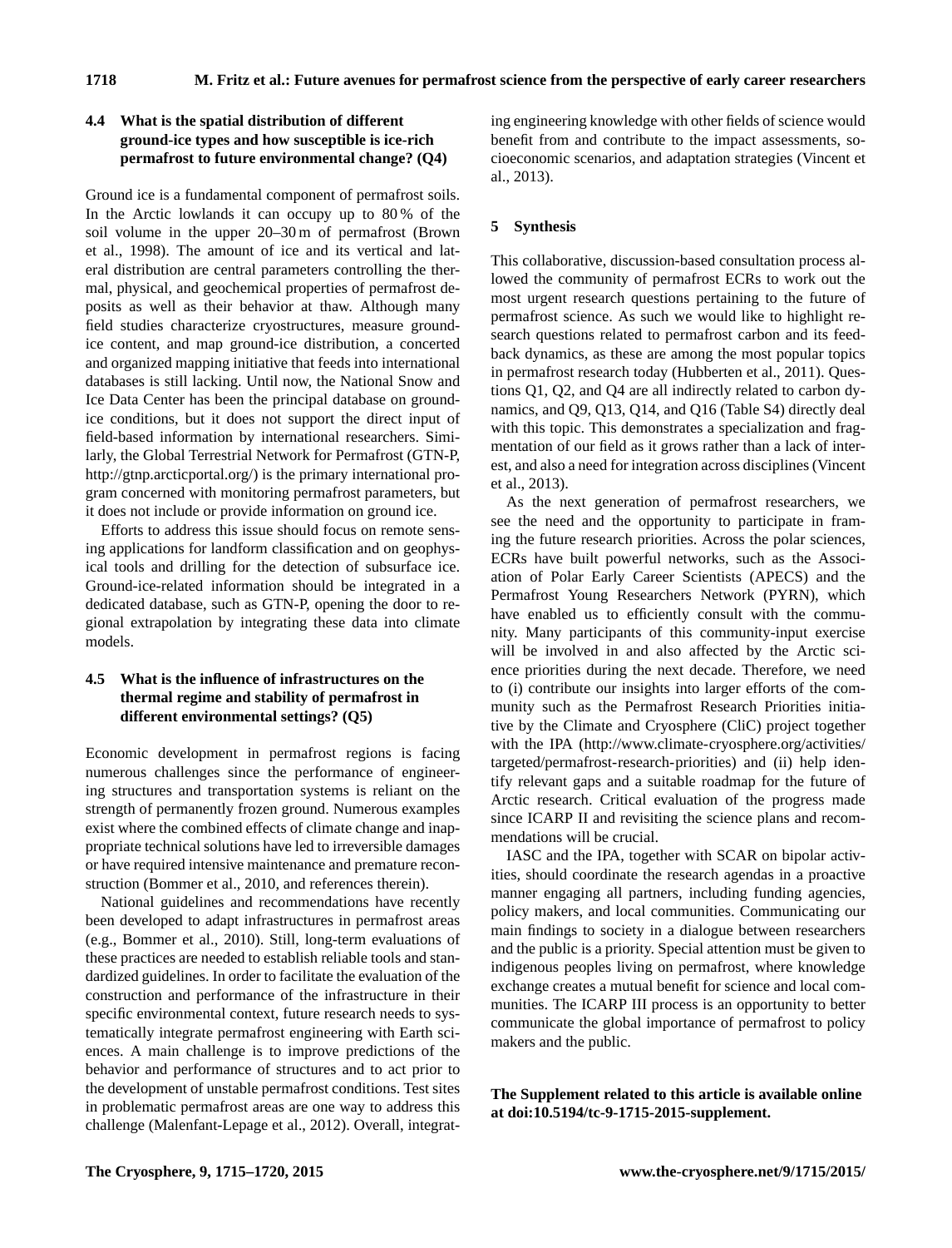### 4.4 What is the spatial distribution of different ground-ice types and how susceptible is ice-rich permafrost to future environmental change? (Q4)

Ground ice is a fundamental component of permafrost soils. In the Arctic lowlands it can occupy up to 80 % of the soil volume in the upper 20–30 m of permafrost (Brown et al., 1998). The amount of ice and its vertical and lateral distribution are central parameters controlling the thermal, physical, and geochemical properties of permafrost deposits as well as their behavior at thaw. Although many field studies characterize cryostructures, measure ground-ice content, and map ground-ice distribution, a concerted and organized mapping initiative that feeds into international databases is still lacking. Until now, the National Snow and Ice Data Center has been the principal database on ground-ice conditions, but it does not support the direct input of field-based information by international researchers. Similarly, the Global Terrestrial Network for Permafrost (GTN-P, http://gtnp.arcticportal.org/) is the primary international program concerned with monitoring permafrost parameters, but it does not include or provide information on ground ice.

Efforts to address this issue should focus on remote sensing applications for landform classification and on geophysical tools and drilling for the detection of subsurface ice. Ground-ice-related information should be integrated in a dedicated database, such as GTN-P, opening the door to regional extrapolation by integrating these data into climate models.

### 4.5 What is the influence of infrastructures on the thermal regime and stability of permafrost in different environmental settings? (Q5)

Economic development in permafrost regions is facing numerous challenges since the performance of engineering structures and transportation systems is reliant on the strength of permanently frozen ground. Numerous examples exist where the combined effects of climate change and inappropriate technical solutions have led to irreversible damages or have required intensive maintenance and premature reconstruction (Bommer et al., 2010, and references therein).

National guidelines and recommendations have recently been developed to adapt infrastructures in permafrost areas (e.g., Bommer et al., 2010). Still, long-term evaluations of these practices are needed to establish reliable tools and standardized guidelines. In order to facilitate the evaluation of the construction and performance of the infrastructure in their specific environmental context, future research needs to systematically integrate permafrost engineering with Earth sciences. A main challenge is to improve predictions of the behavior and performance of structures and to act prior to the development of unstable permafrost conditions. Test sites in problematic permafrost areas are one way to address this challenge (Malenfant-Lepage et al., 2012). Overall, integrating engineering knowledge with other fields of science would benefit from and contribute to the impact assessments, socioeconomic scenarios, and adaptation strategies (Vincent et al., 2013).

## 5 Synthesis

This collaborative, discussion-based consultation process allowed the community of permafrost ECRs to work out the most urgent research questions pertaining to the future of permafrost science. As such we would like to highlight research questions related to permafrost carbon and its feedback dynamics, as these are among the most popular topics in permafrost research today (Hubberten et al., 2011). Questions Q1, Q2, and Q4 are all indirectly related to carbon dynamics, and Q9, Q13, Q14, and Q16 (Table S4) directly deal with this topic. This demonstrates a specialization and fragmentation of our field as it grows rather than a lack of interest, and also a need for integration across disciplines (Vincent et al., 2013).

As the next generation of permafrost researchers, we see the need and the opportunity to participate in framing the future research priorities. Across the polar sciences, ECRs have built powerful networks, such as the Association of Polar Early Career Scientists (APECS) and the Permafrost Young Researchers Network (PYRN), which have enabled us to efficiently consult with the community. Many participants of this community-input exercise will be involved in and also affected by the Arctic science priorities during the next decade. Therefore, we need to (i) contribute our insights into larger efforts of the community such as the Permafrost Research Priorities initiative by the Climate and Cryosphere (CliC) project together with the IPA (http://www.climate-cryosphere.org/activities/targeted/permafrost-research-priorities) and (ii) help identify relevant gaps and a suitable roadmap for the future of Arctic research. Critical evaluation of the progress made since ICARP II and revisiting the science plans and recommendations will be crucial.

IASC and the IPA, together with SCAR on bipolar activities, should coordinate the research agendas in a proactive manner engaging all partners, including funding agencies, policy makers, and local communities. Communicating our main findings to society in a dialogue between researchers and the public is a priority. Special attention must be given to indigenous peoples living on permafrost, where knowledge exchange creates a mutual benefit for science and local communities. The ICARP III process is an opportunity to better communicate the global importance of permafrost to policy makers and the public.

**The Supplement related to this article is available online at doi:10.5194/tc-9-1715-2015-supplement.**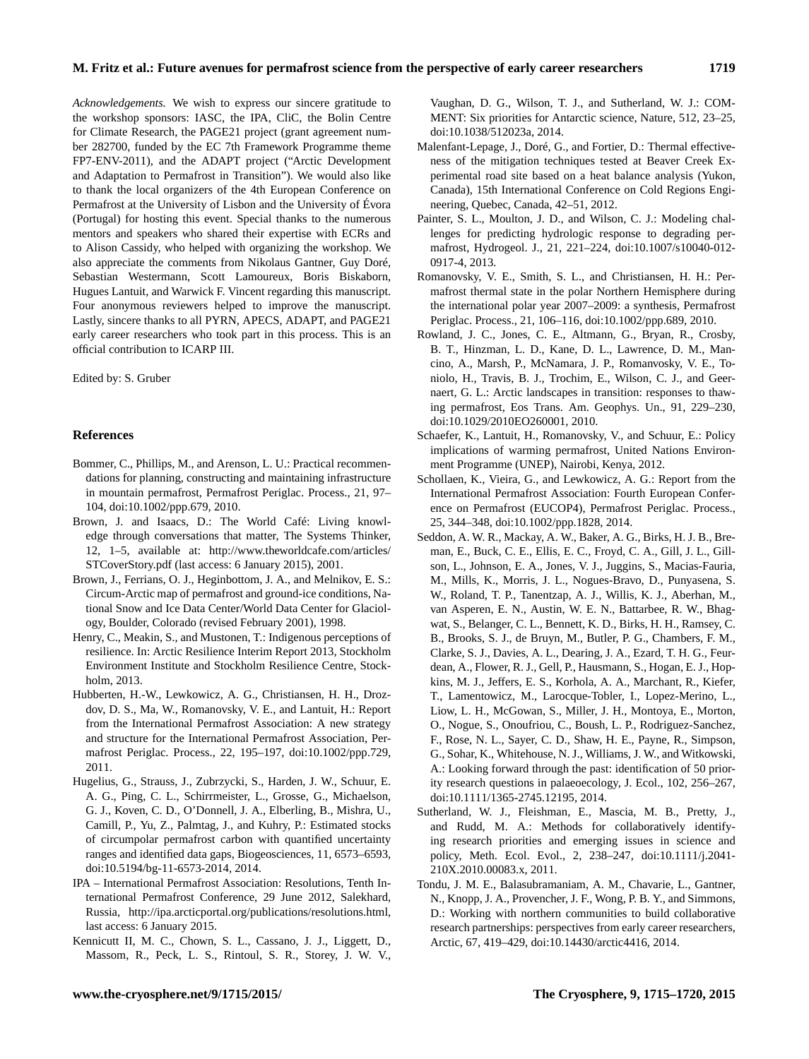*Acknowledgements.* We wish to express our sincere gratitude to the workshop sponsors: IASC, the IPA, CliC, the Bolin Centre for Climate Research, the PAGE21 project (grant agreement number 282700, funded by the EC 7th Framework Programme theme FP7-ENV-2011), and the ADAPT project ("Arctic Development and Adaptation to Permafrost in Transition"). We would also like to thank the local organizers of the 4th European Conference on Permafrost at the University of Lisbon and the University of Évora (Portugal) for hosting this event. Special thanks to the numerous mentors and speakers who shared their expertise with ECRs and to Alison Cassidy, who helped with organizing the workshop. We also appreciate the comments from Nikolaus Gantner, Guy Doré, Sebastian Westermann, Scott Lamoureux, Boris Biskaborn, Hugues Lantuit, and Warwick F. Vincent regarding this manuscript. Four anonymous reviewers helped to improve the manuscript. Lastly, sincere thanks to all PYRN, APECS, ADAPT, and PAGE21 early career researchers who took part in this process. This is an official contribution to ICARP III.

Edited by: S. Gruber

## References

- Bommer, C., Phillips, M., and Arenson, L. U.: Practical recommendations for planning, constructing and maintaining infrastructure in mountain permafrost, Permafrost Periglac. Process., 21, 97–104, doi:10.1002/ppp.679, 2010.
- Brown, J. and Isaacs, D.: The World Café: Living knowledge through conversations that matter, The Systems Thinker, 12, 1–5, available at: http://www.theworldcafe.com/articles/STCoverStory.pdf (last access: 6 January 2015), 2001.
- Brown, J., Ferrians, O. J., Heginbottom, J. A., and Melnikov, E. S.: Circum-Arctic map of permafrost and ground-ice conditions, National Snow and Ice Data Center/World Data Center for Glaciology, Boulder, Colorado (revised February 2001), 1998.
- Henry, C., Meakin, S., and Mustonen, T.: Indigenous perceptions of resilience. In: Arctic Resilience Interim Report 2013, Stockholm Environment Institute and Stockholm Resilience Centre, Stockholm, 2013.
- Hubberten, H.-W., Lewkowicz, A. G., Christiansen, H. H., Drozdov, D. S., Ma, W., Romanovsky, V. E., and Lantuit, H.: Report from the International Permafrost Association: A new strategy and structure for the International Permafrost Association, Permafrost Periglac. Process., 22, 195–197, doi:10.1002/ppp.729, 2011.
- Hugelius, G., Strauss, J., Zubrzycki, S., Harden, J. W., Schuur, E. A. G., Ping, C. L., Schirrmeister, L., Grosse, G., Michaelson, G. J., Koven, C. D., O'Donnell, J. A., Elberling, B., Mishra, U., Camill, P., Yu, Z., Palmtag, J., and Kuhry, P.: Estimated stocks of circumpolar permafrost carbon with quantified uncertainty ranges and identified data gaps, Biogeosciences, 11, 6573–6593, doi:10.5194/bg-11-6573-2014, 2014.
- IPA – International Permafrost Association: Resolutions, Tenth International Permafrost Conference, 29 June 2012, Salekhard, Russia, http://ipa.arcticportal.org/publications/resolutions.html, last access: 6 January 2015.
- Kennicutt II, M. C., Chown, S. L., Cassano, J. J., Liggett, D., Massom, R., Peck, L. S., Rintoul, S. R., Storey, J. W. V., Vaughan, D. G., Wilson, T. J., and Sutherland, W. J.: COMMENT: Six priorities for Antarctic science, Nature, 512, 23–25, doi:10.1038/512023a, 2014.
- Malenfant-Lepage, J., Doré, G., and Fortier, D.: Thermal effectiveness of the mitigation techniques tested at Beaver Creek Experimental road site based on a heat balance analysis (Yukon, Canada), 15th International Conference on Cold Regions Engineering, Quebec, Canada, 42–51, 2012.
- Painter, S. L., Moulton, J. D., and Wilson, C. J.: Modeling challenges for predicting hydrologic response to degrading permafrost, Hydrogeol. J., 21, 221–224, doi:10.1007/s10040-012-0917-4, 2013.
- Romanovsky, V. E., Smith, S. L., and Christiansen, H. H.: Permafrost thermal state in the polar Northern Hemisphere during the international polar year 2007–2009: a synthesis, Permafrost Periglac. Process., 21, 106–116, doi:10.1002/ppp.689, 2010.
- Rowland, J. C., Jones, C. E., Altmann, G., Bryan, R., Crosby, B. T., Hinzman, L. D., Kane, D. L., Lawrence, D. M., Mancino, A., Marsh, P., McNamara, J. P., Romanvosky, V. E., Toniolo, H., Travis, B. J., Trochim, E., Wilson, C. J., and Geernaert, G. L.: Arctic landscapes in transition: responses to thawing permafrost, Eos Trans. Am. Geophys. Un., 91, 229–230, doi:10.1029/2010EO260001, 2010.
- Schaefer, K., Lantuit, H., Romanovsky, V., and Schuur, E.: Policy implications of warming permafrost, United Nations Environment Programme (UNEP), Nairobi, Kenya, 2012.
- Schollaen, K., Vieira, G., and Lewkowicz, A. G.: Report from the International Permafrost Association: Fourth European Conference on Permafrost (EUCOP4), Permafrost Periglac. Process., 25, 344–348, doi:10.1002/ppp.1828, 2014.
- Seddon, A. W. R., Mackay, A. W., Baker, A. G., Birks, H. J. B., Breman, E., Buck, C. E., Ellis, E. C., Froyd, C. A., Gill, J. L., Gillson, L., Johnson, E. A., Jones, V. J., Juggins, S., Macias-Fauria, M., Mills, K., Morris, J. L., Nogues-Bravo, D., Punyasena, S. W., Roland, T. P., Tanentzap, A. J., Willis, K. J., Aberhan, M., van Asperen, E. N., Austin, W. E. N., Battarbee, R. W., Bhagwat, S., Belanger, C. L., Bennett, K. D., Birks, H. H., Ramsey, C. B., Brooks, S. J., de Bruyn, M., Butler, P. G., Chambers, F. M., Clarke, S. J., Davies, A. L., Dearing, J. A., Ezard, T. H. G., Feurdean, A., Flower, R. J., Gell, P., Hausmann, S., Hogan, E. J., Hopkins, M. J., Jeffers, E. S., Korhola, A. A., Marchant, R., Kiefer, T., Lamentowicz, M., Larocque-Tobler, I., Lopez-Merino, L., Liow, L. H., McGowan, S., Miller, J. H., Montoya, E., Morton, O., Nogue, S., Onoufriou, C., Boush, L. P., Rodriguez-Sanchez, F., Rose, N. L., Sayer, C. D., Shaw, H. E., Payne, R., Simpson, G., Sohar, K., Whitehouse, N. J., Williams, J. W., and Witkowski, A.: Looking forward through the past: identification of 50 priority research questions in palaeoecology, J. Ecol., 102, 256–267, doi:10.1111/1365-2745.12195, 2014.
- Sutherland, W. J., Fleishman, E., Mascia, M. B., Pretty, J., and Rudd, M. A.: Methods for collaboratively identifying research priorities and emerging issues in science and policy, Meth. Ecol. Evol., 2, 238–247, doi:10.1111/j.2041-210X.2010.00083.x, 2011.
- Tondu, J. M. E., Balasubramaniam, A. M., Chavarie, L., Gantner, N., Knopp, J. A., Provencher, J. F., Wong, P. B. Y., and Simmons, D.: Working with northern communities to build collaborative research partnerships: perspectives from early career researchers, Arctic, 67, 419–429, doi:10.14430/arctic4416, 2014.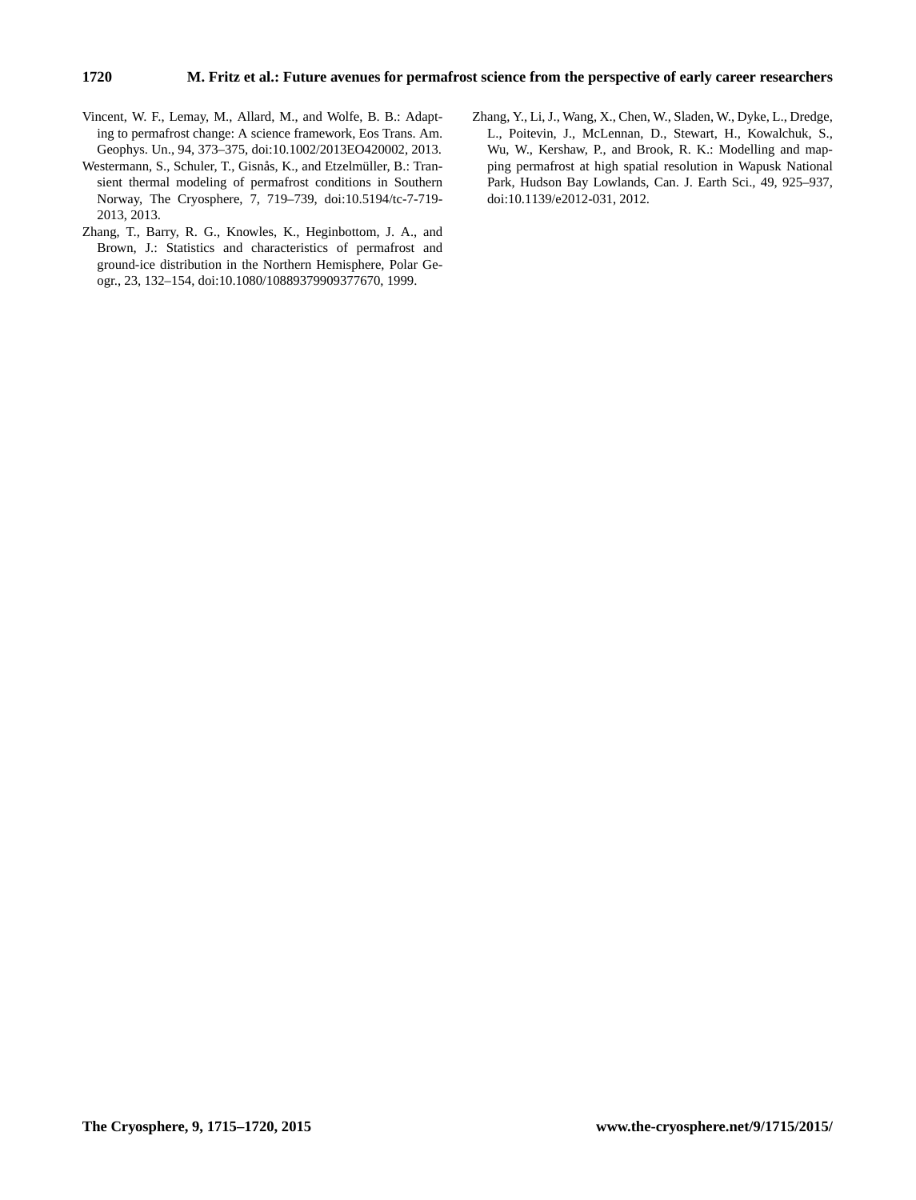Vincent, W. F., Lemay, M., Allard, M., and Wolfe, B. B.: Adapting to permafrost change: A science framework, Eos Trans. Am. Geophys. Un., 94, 373–375, doi:10.1002/2013EO420002, 2013.

Westermann, S., Schuler, T., Gisnås, K., and Etzelmüller, B.: Transient thermal modeling of permafrost conditions in Southern Norway, The Cryosphere, 7, 719–739, doi:10.5194/tc-7-719-2013, 2013.

Zhang, T., Barry, R. G., Knowles, K., Heginbottom, J. A., and Brown, J.: Statistics and characteristics of permafrost and ground-ice distribution in the Northern Hemisphere, Polar Geogr., 23, 132–154, doi:10.1080/10889379909377670, 1999.

Zhang, Y., Li, J., Wang, X., Chen, W., Sladen, W., Dyke, L., Dredge, L., Poitevin, J., McLennan, D., Stewart, H., Kowalchuk, S., Wu, W., Kershaw, P., and Brook, R. K.: Modelling and mapping permafrost at high spatial resolution in Wapusk National Park, Hudson Bay Lowlands, Can. J. Earth Sci., 49, 925–937, doi:10.1139/e2012-031, 2012.